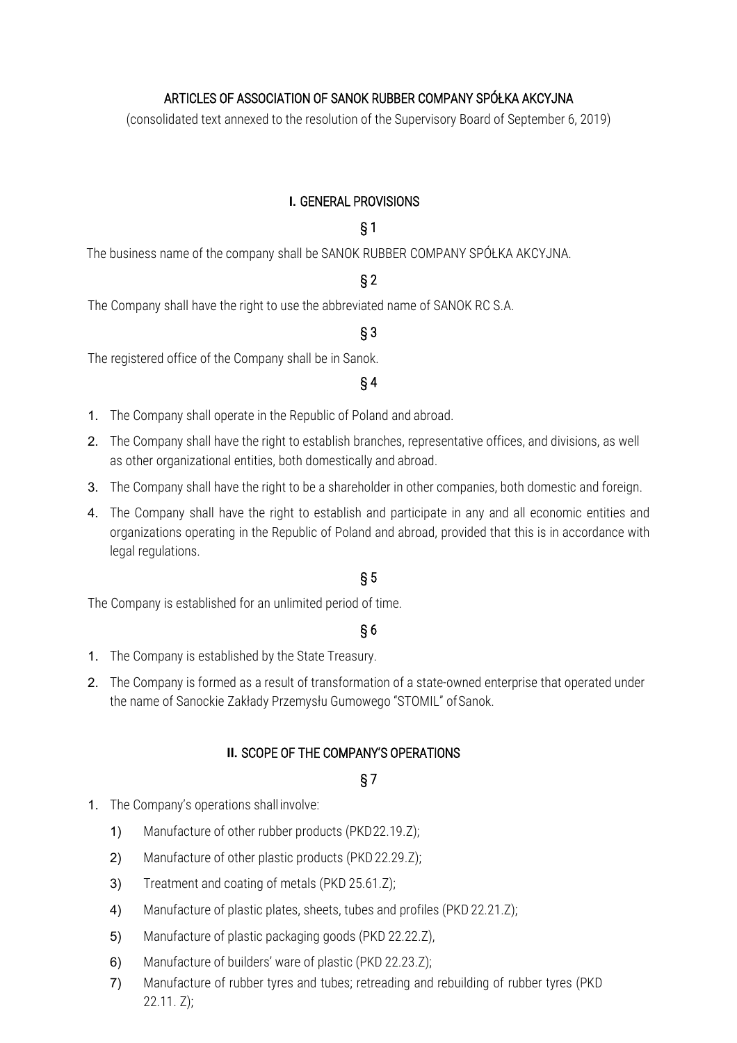# ARTICLES OF ASSOCIATION OF SANOK RUBBER COMPANY SPÓŁKA AKCYJNA

(consolidated text annexed to the resolution of the Supervisory Board of September 6, 2019)

## I. GENERAL PROVISIONS

### § 1

The business name of the company shall be SANOK RUBBER COMPANY SPÓŁKA AKCYJNA.

### § 2

The Company shall have the right to use the abbreviated name of SANOK RC S.A.

### § 3

The registered office of the Company shall be in Sanok.

### § 4

1. The Company shall operate in the Republic of Poland and abroad.
2. The Company shall have the right to establish branches, representative offices, and divisions, as well as other organizational entities, both domestically and abroad.
3. The Company shall have the right to be a shareholder in other companies, both domestic and foreign.
4. The Company shall have the right to establish and participate in any and all economic entities and organizations operating in the Republic of Poland and abroad, provided that this is in accordance with legal regulations.

### § 5

The Company is established for an unlimited period of time.

### § 6

1. The Company is established by the State Treasury.
2. The Company is formed as a result of transformation of a state-owned enterprise that operated under the name of Sanockie Zakłady Przemysłu Gumowego "STOMIL" of Sanok.

## II. SCOPE OF THE COMPANY'S OPERATIONS

### § 7

1. The Company's operations shall involve:
   1) Manufacture of other rubber products (PKD 22.19.Z);
   2) Manufacture of other plastic products (PKD 22.29.Z);
   3) Treatment and coating of metals (PKD 25.61.Z);
   4) Manufacture of plastic plates, sheets, tubes and profiles (PKD 22.21.Z);
   5) Manufacture of plastic packaging goods (PKD 22.22.Z),
   6) Manufacture of builders' ware of plastic (PKD 22.23.Z);
   7) Manufacture of rubber tyres and tubes; retreading and rebuilding of rubber tyres (PKD 22.11. Z);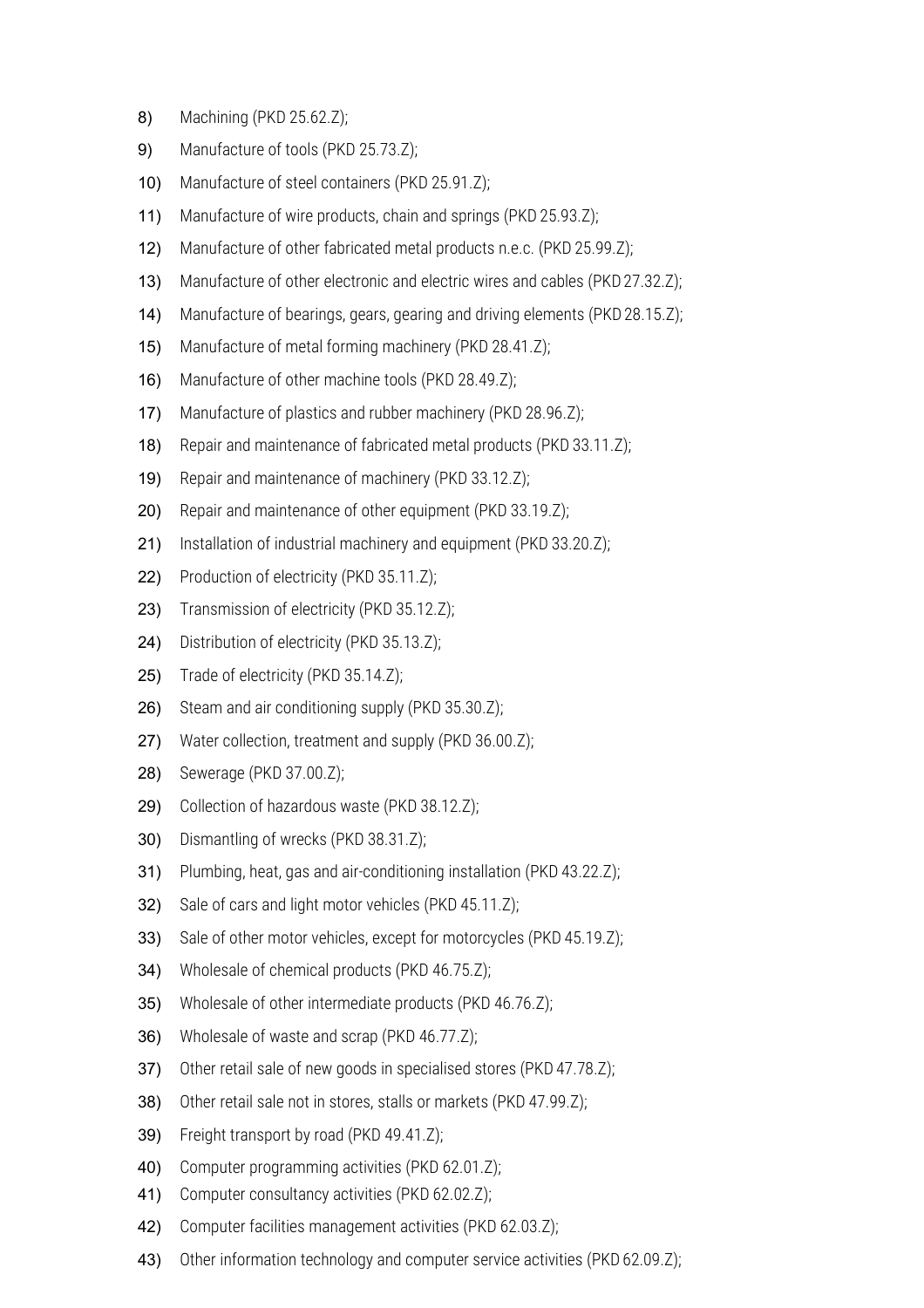8) Machining (PKD 25.62.Z);
9) Manufacture of tools (PKD 25.73.Z);
10) Manufacture of steel containers (PKD 25.91.Z);
11) Manufacture of wire products, chain and springs (PKD 25.93.Z);
12) Manufacture of other fabricated metal products n.e.c. (PKD 25.99.Z);
13) Manufacture of other electronic and electric wires and cables (PKD 27.32.Z);
14) Manufacture of bearings, gears, gearing and driving elements (PKD 28.15.Z);
15) Manufacture of metal forming machinery (PKD 28.41.Z);
16) Manufacture of other machine tools (PKD 28.49.Z);
17) Manufacture of plastics and rubber machinery (PKD 28.96.Z);
18) Repair and maintenance of fabricated metal products (PKD 33.11.Z);
19) Repair and maintenance of machinery (PKD 33.12.Z);
20) Repair and maintenance of other equipment (PKD 33.19.Z);
21) Installation of industrial machinery and equipment (PKD 33.20.Z);
22) Production of electricity (PKD 35.11.Z);
23) Transmission of electricity (PKD 35.12.Z);
24) Distribution of electricity (PKD 35.13.Z);
25) Trade of electricity (PKD 35.14.Z);
26) Steam and air conditioning supply (PKD 35.30.Z);
27) Water collection, treatment and supply (PKD 36.00.Z);
28) Sewerage (PKD 37.00.Z);
29) Collection of hazardous waste (PKD 38.12.Z);
30) Dismantling of wrecks (PKD 38.31.Z);
31) Plumbing, heat, gas and air-conditioning installation (PKD 43.22.Z);
32) Sale of cars and light motor vehicles (PKD 45.11.Z);
33) Sale of other motor vehicles, except for motorcycles (PKD 45.19.Z);
34) Wholesale of chemical products (PKD 46.75.Z);
35) Wholesale of other intermediate products (PKD 46.76.Z);
36) Wholesale of waste and scrap (PKD 46.77.Z);
37) Other retail sale of new goods in specialised stores (PKD 47.78.Z);
38) Other retail sale not in stores, stalls or markets (PKD 47.99.Z);
39) Freight transport by road (PKD 49.41.Z);
40) Computer programming activities (PKD 62.01.Z);
41) Computer consultancy activities (PKD 62.02.Z);
42) Computer facilities management activities (PKD 62.03.Z);
43) Other information technology and computer service activities (PKD 62.09.Z);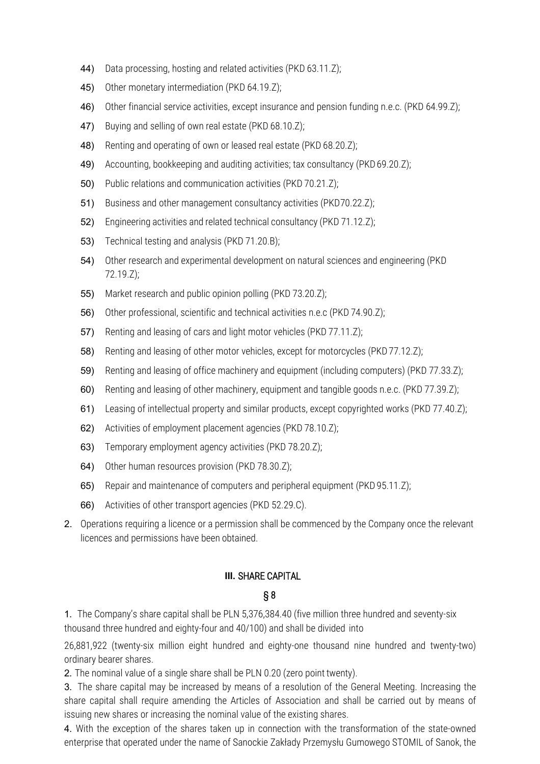44) Data processing, hosting and related activities (PKD 63.11.Z);
45) Other monetary intermediation (PKD 64.19.Z);
46) Other financial service activities, except insurance and pension funding n.e.c. (PKD 64.99.Z);
47) Buying and selling of own real estate (PKD 68.10.Z);
48) Renting and operating of own or leased real estate (PKD 68.20.Z);
49) Accounting, bookkeeping and auditing activities; tax consultancy (PKD 69.20.Z);
50) Public relations and communication activities (PKD 70.21.Z);
51) Business and other management consultancy activities (PKD70.22.Z);
52) Engineering activities and related technical consultancy (PKD 71.12.Z);
53) Technical testing and analysis (PKD 71.20.B);
54) Other research and experimental development on natural sciences and engineering (PKD 72.19.Z);
55) Market research and public opinion polling (PKD 73.20.Z);
56) Other professional, scientific and technical activities n.e.c (PKD 74.90.Z);
57) Renting and leasing of cars and light motor vehicles (PKD 77.11.Z);
58) Renting and leasing of other motor vehicles, except for motorcycles (PKD 77.12.Z);
59) Renting and leasing of office machinery and equipment (including computers) (PKD 77.33.Z);
60) Renting and leasing of other machinery, equipment and tangible goods n.e.c. (PKD 77.39.Z);
61) Leasing of intellectual property and similar products, except copyrighted works (PKD 77.40.Z);
62) Activities of employment placement agencies (PKD 78.10.Z);
63) Temporary employment agency activities (PKD 78.20.Z);
64) Other human resources provision (PKD 78.30.Z);
65) Repair and maintenance of computers and peripheral equipment (PKD 95.11.Z);
66) Activities of other transport agencies (PKD 52.29.C).

2. Operations requiring a licence or a permission shall be commenced by the Company once the relevant licences and permissions have been obtained.

## III. SHARE CAPITAL

### § 8

1. The Company's share capital shall be PLN 5,376,384.40 (five million three hundred and seventy-six thousand three hundred and eighty-four and 40/100) and shall be divided into 26,881,922 (twenty-six million eight hundred and eighty-one thousand nine hundred and twenty-two) ordinary bearer shares.

2. The nominal value of a single share shall be PLN 0.20 (zero point twenty).

3. The share capital may be increased by means of a resolution of the General Meeting. Increasing the share capital shall require amending the Articles of Association and shall be carried out by means of issuing new shares or increasing the nominal value of the existing shares.

4. With the exception of the shares taken up in connection with the transformation of the state-owned enterprise that operated under the name of Sanockie Zakłady Przemysłu Gumowego STOMIL of Sanok, the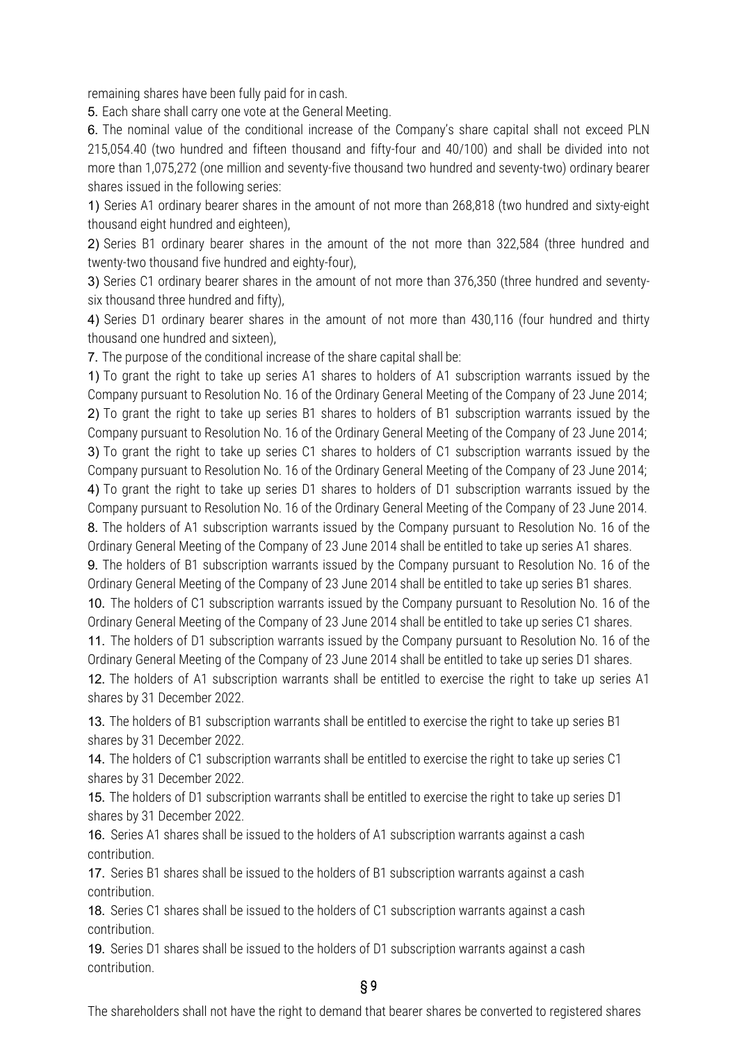remaining shares have been fully paid for in cash.

**5.** Each share shall carry one vote at the General Meeting.

**6.** The nominal value of the conditional increase of the Company's share capital shall not exceed PLN 215,054.40 (two hundred and fifteen thousand and fifty-four and 40/100) and shall be divided into not more than 1,075,272 (one million and seventy-five thousand two hundred and seventy-two) ordinary bearer shares issued in the following series:

**1)** Series A1 ordinary bearer shares in the amount of not more than 268,818 (two hundred and sixty-eight thousand eight hundred and eighteen),

**2)** Series B1 ordinary bearer shares in the amount of the not more than 322,584 (three hundred and twenty-two thousand five hundred and eighty-four),

**3)** Series C1 ordinary bearer shares in the amount of not more than 376,350 (three hundred and seventy-six thousand three hundred and fifty),

**4)** Series D1 ordinary bearer shares in the amount of not more than 430,116 (four hundred and thirty thousand one hundred and sixteen),

**7.** The purpose of the conditional increase of the share capital shall be:

**1)** To grant the right to take up series A1 shares to holders of A1 subscription warrants issued by the Company pursuant to Resolution No. 16 of the Ordinary General Meeting of the Company of 23 June 2014;

**2)** To grant the right to take up series B1 shares to holders of B1 subscription warrants issued by the Company pursuant to Resolution No. 16 of the Ordinary General Meeting of the Company of 23 June 2014;

**3)** To grant the right to take up series C1 shares to holders of C1 subscription warrants issued by the Company pursuant to Resolution No. 16 of the Ordinary General Meeting of the Company of 23 June 2014;

**4)** To grant the right to take up series D1 shares to holders of D1 subscription warrants issued by the Company pursuant to Resolution No. 16 of the Ordinary General Meeting of the Company of 23 June 2014.

**8.** The holders of A1 subscription warrants issued by the Company pursuant to Resolution No. 16 of the Ordinary General Meeting of the Company of 23 June 2014 shall be entitled to take up series A1 shares.

**9.** The holders of B1 subscription warrants issued by the Company pursuant to Resolution No. 16 of the Ordinary General Meeting of the Company of 23 June 2014 shall be entitled to take up series B1 shares.

**10.** The holders of C1 subscription warrants issued by the Company pursuant to Resolution No. 16 of the Ordinary General Meeting of the Company of 23 June 2014 shall be entitled to take up series C1 shares.

**11.** The holders of D1 subscription warrants issued by the Company pursuant to Resolution No. 16 of the Ordinary General Meeting of the Company of 23 June 2014 shall be entitled to take up series D1 shares.

**12.** The holders of A1 subscription warrants shall be entitled to exercise the right to take up series A1 shares by 31 December 2022.

**13.** The holders of B1 subscription warrants shall be entitled to exercise the right to take up series B1 shares by 31 December 2022.

**14.** The holders of C1 subscription warrants shall be entitled to exercise the right to take up series C1 shares by 31 December 2022.

**15.** The holders of D1 subscription warrants shall be entitled to exercise the right to take up series D1 shares by 31 December 2022.

**16.** Series A1 shares shall be issued to the holders of A1 subscription warrants against a cash contribution.

**17.** Series B1 shares shall be issued to the holders of B1 subscription warrants against a cash contribution.

**18.** Series C1 shares shall be issued to the holders of C1 subscription warrants against a cash contribution.

**19.** Series D1 shares shall be issued to the holders of D1 subscription warrants against a cash contribution.

## § 9

The shareholders shall not have the right to demand that bearer shares be converted to registered shares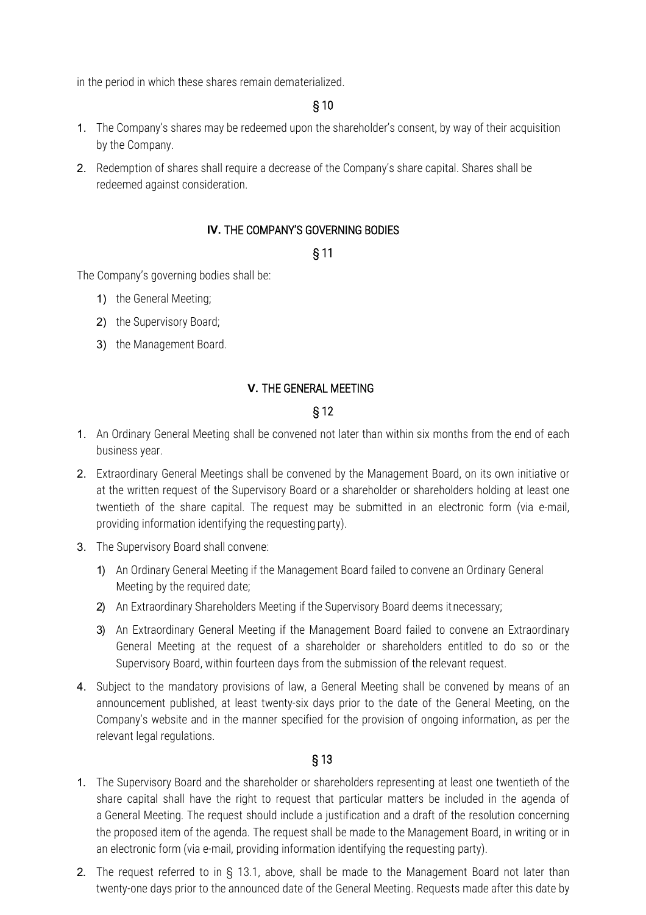in the period in which these shares remain dematerialized.

§ 10

1. The Company's shares may be redeemed upon the shareholder's consent, by way of their acquisition by the Company.
2. Redemption of shares shall require a decrease of the Company's share capital. Shares shall be redeemed against consideration.

## IV. THE COMPANY'S GOVERNING BODIES

§ 11

The Company's governing bodies shall be:

1) the General Meeting;
2) the Supervisory Board;
3) the Management Board.

## V. THE GENERAL MEETING

§ 12

1. An Ordinary General Meeting shall be convened not later than within six months from the end of each business year.
2. Extraordinary General Meetings shall be convened by the Management Board, on its own initiative or at the written request of the Supervisory Board or a shareholder or shareholders holding at least one twentieth of the share capital. The request may be submitted in an electronic form (via e-mail, providing information identifying the requesting party).
3. The Supervisory Board shall convene:
   1) An Ordinary General Meeting if the Management Board failed to convene an Ordinary General Meeting by the required date;
   2) An Extraordinary Shareholders Meeting if the Supervisory Board deems it necessary;
   3) An Extraordinary General Meeting if the Management Board failed to convene an Extraordinary General Meeting at the request of a shareholder or shareholders entitled to do so or the Supervisory Board, within fourteen days from the submission of the relevant request.
4. Subject to the mandatory provisions of law, a General Meeting shall be convened by means of an announcement published, at least twenty-six days prior to the date of the General Meeting, on the Company's website and in the manner specified for the provision of ongoing information, as per the relevant legal regulations.

§ 13

1. The Supervisory Board and the shareholder or shareholders representing at least one twentieth of the share capital shall have the right to request that particular matters be included in the agenda of a General Meeting. The request should include a justification and a draft of the resolution concerning the proposed item of the agenda. The request shall be made to the Management Board, in writing or in an electronic form (via e-mail, providing information identifying the requesting party).
2. The request referred to in § 13.1, above, shall be made to the Management Board not later than twenty-one days prior to the announced date of the General Meeting. Requests made after this date by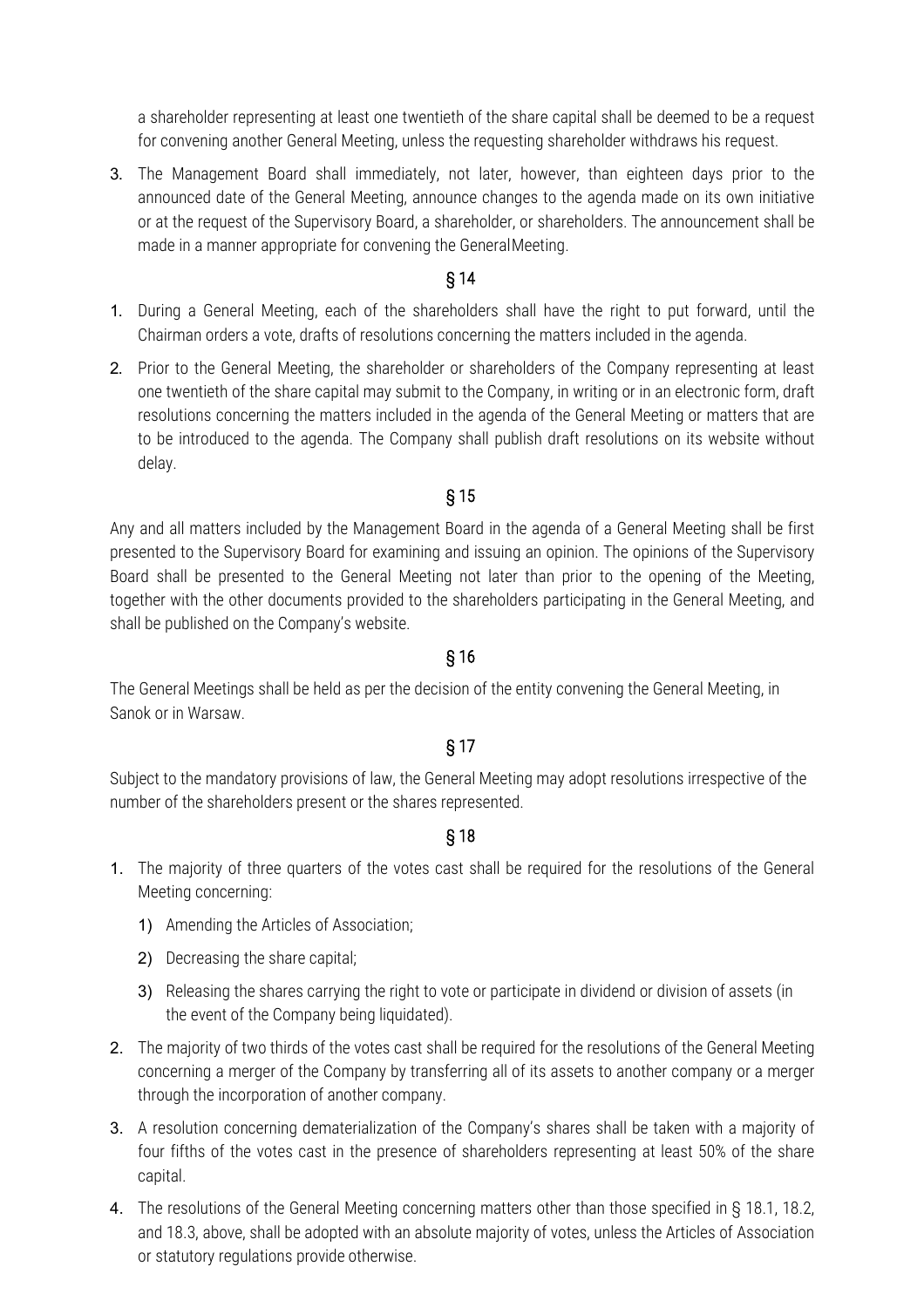a shareholder representing at least one twentieth of the share capital shall be deemed to be a request for convening another General Meeting, unless the requesting shareholder withdraws his request.

3. The Management Board shall immediately, not later, however, than eighteen days prior to the announced date of the General Meeting, announce changes to the agenda made on its own initiative or at the request of the Supervisory Board, a shareholder, or shareholders. The announcement shall be made in a manner appropriate for convening the General Meeting.

## § 14

1. During a General Meeting, each of the shareholders shall have the right to put forward, until the Chairman orders a vote, drafts of resolutions concerning the matters included in the agenda.
2. Prior to the General Meeting, the shareholder or shareholders of the Company representing at least one twentieth of the share capital may submit to the Company, in writing or in an electronic form, draft resolutions concerning the matters included in the agenda of the General Meeting or matters that are to be introduced to the agenda. The Company shall publish draft resolutions on its website without delay.

## § 15

Any and all matters included by the Management Board in the agenda of a General Meeting shall be first presented to the Supervisory Board for examining and issuing an opinion. The opinions of the Supervisory Board shall be presented to the General Meeting not later than prior to the opening of the Meeting, together with the other documents provided to the shareholders participating in the General Meeting, and shall be published on the Company's website.

## § 16

The General Meetings shall be held as per the decision of the entity convening the General Meeting, in Sanok or in Warsaw.

## § 17

Subject to the mandatory provisions of law, the General Meeting may adopt resolutions irrespective of the number of the shareholders present or the shares represented.

## § 18

1. The majority of three quarters of the votes cast shall be required for the resolutions of the General Meeting concerning:
   1) Amending the Articles of Association;
   2) Decreasing the share capital;
   3) Releasing the shares carrying the right to vote or participate in dividend or division of assets (in the event of the Company being liquidated).
2. The majority of two thirds of the votes cast shall be required for the resolutions of the General Meeting concerning a merger of the Company by transferring all of its assets to another company or a merger through the incorporation of another company.
3. A resolution concerning dematerialization of the Company's shares shall be taken with a majority of four fifths of the votes cast in the presence of shareholders representing at least 50% of the share capital.
4. The resolutions of the General Meeting concerning matters other than those specified in § 18.1, 18.2, and 18.3, above, shall be adopted with an absolute majority of votes, unless the Articles of Association or statutory regulations provide otherwise.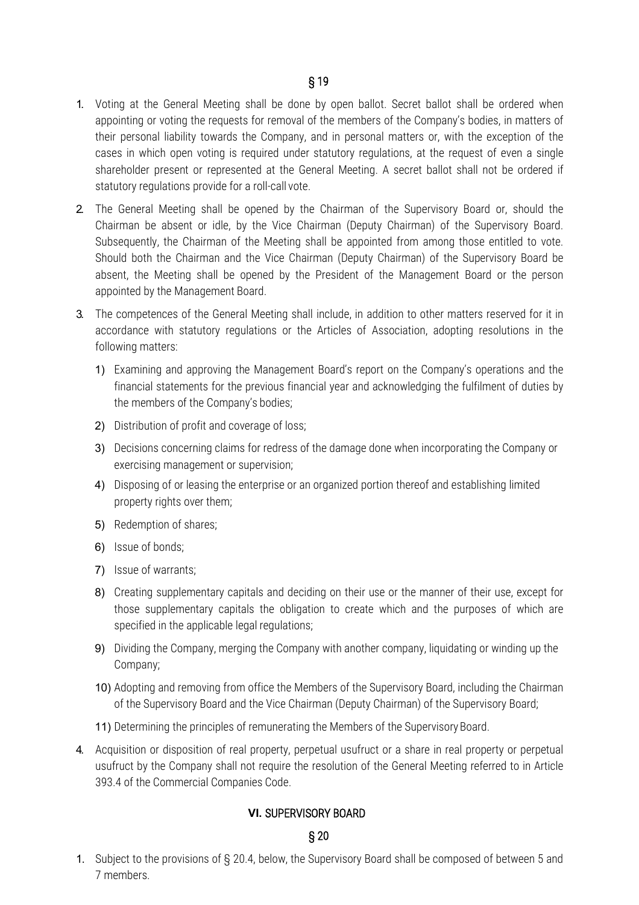## § 19

1. Voting at the General Meeting shall be done by open ballot. Secret ballot shall be ordered when appointing or voting the requests for removal of the members of the Company's bodies, in matters of their personal liability towards the Company, and in personal matters or, with the exception of the cases in which open voting is required under statutory regulations, at the request of even a single shareholder present or represented at the General Meeting. A secret ballot shall not be ordered if statutory regulations provide for a roll-call vote.
2. The General Meeting shall be opened by the Chairman of the Supervisory Board or, should the Chairman be absent or idle, by the Vice Chairman (Deputy Chairman) of the Supervisory Board. Subsequently, the Chairman of the Meeting shall be appointed from among those entitled to vote. Should both the Chairman and the Vice Chairman (Deputy Chairman) of the Supervisory Board be absent, the Meeting shall be opened by the President of the Management Board or the person appointed by the Management Board.
3. The competences of the General Meeting shall include, in addition to other matters reserved for it in accordance with statutory regulations or the Articles of Association, adopting resolutions in the following matters:
   1) Examining and approving the Management Board's report on the Company's operations and the financial statements for the previous financial year and acknowledging the fulfilment of duties by the members of the Company's bodies;
   2) Distribution of profit and coverage of loss;
   3) Decisions concerning claims for redress of the damage done when incorporating the Company or exercising management or supervision;
   4) Disposing of or leasing the enterprise or an organized portion thereof and establishing limited property rights over them;
   5) Redemption of shares;
   6) Issue of bonds;
   7) Issue of warrants;
   8) Creating supplementary capitals and deciding on their use or the manner of their use, except for those supplementary capitals the obligation to create which and the purposes of which are specified in the applicable legal regulations;
   9) Dividing the Company, merging the Company with another company, liquidating or winding up the Company;
   10) Adopting and removing from office the Members of the Supervisory Board, including the Chairman of the Supervisory Board and the Vice Chairman (Deputy Chairman) of the Supervisory Board;
   11) Determining the principles of remunerating the Members of the Supervisory Board.
4. Acquisition or disposition of real property, perpetual usufruct or a share in real property or perpetual usufruct by the Company shall not require the resolution of the General Meeting referred to in Article 393.4 of the Commercial Companies Code.

## VI. SUPERVISORY BOARD

## § 20

1. Subject to the provisions of § 20.4, below, the Supervisory Board shall be composed of between 5 and 7 members.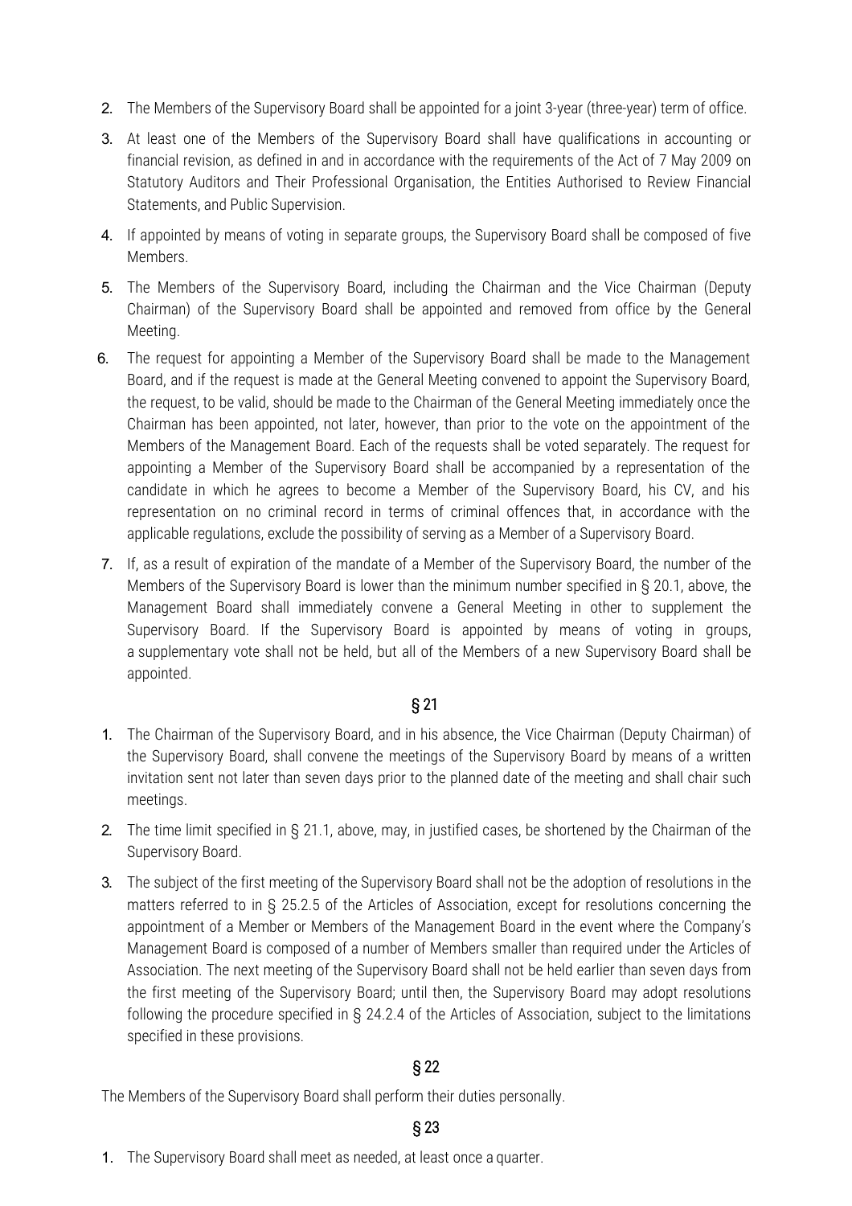2. The Members of the Supervisory Board shall be appointed for a joint 3-year (three-year) term of office.
3. At least one of the Members of the Supervisory Board shall have qualifications in accounting or financial revision, as defined in and in accordance with the requirements of the Act of 7 May 2009 on Statutory Auditors and Their Professional Organisation, the Entities Authorised to Review Financial Statements, and Public Supervision.
4. If appointed by means of voting in separate groups, the Supervisory Board shall be composed of five Members.
5. The Members of the Supervisory Board, including the Chairman and the Vice Chairman (Deputy Chairman) of the Supervisory Board shall be appointed and removed from office by the General Meeting.
6. The request for appointing a Member of the Supervisory Board shall be made to the Management Board, and if the request is made at the General Meeting convened to appoint the Supervisory Board, the request, to be valid, should be made to the Chairman of the General Meeting immediately once the Chairman has been appointed, not later, however, than prior to the vote on the appointment of the Members of the Management Board. Each of the requests shall be voted separately. The request for appointing a Member of the Supervisory Board shall be accompanied by a representation of the candidate in which he agrees to become a Member of the Supervisory Board, his CV, and his representation on no criminal record in terms of criminal offences that, in accordance with the applicable regulations, exclude the possibility of serving as a Member of a Supervisory Board.
7. If, as a result of expiration of the mandate of a Member of the Supervisory Board, the number of the Members of the Supervisory Board is lower than the minimum number specified in § 20.1, above, the Management Board shall immediately convene a General Meeting in other to supplement the Supervisory Board. If the Supervisory Board is appointed by means of voting in groups, a supplementary vote shall not be held, but all of the Members of a new Supervisory Board shall be appointed.

## § 21

1. The Chairman of the Supervisory Board, and in his absence, the Vice Chairman (Deputy Chairman) of the Supervisory Board, shall convene the meetings of the Supervisory Board by means of a written invitation sent not later than seven days prior to the planned date of the meeting and shall chair such meetings.
2. The time limit specified in § 21.1, above, may, in justified cases, be shortened by the Chairman of the Supervisory Board.
3. The subject of the first meeting of the Supervisory Board shall not be the adoption of resolutions in the matters referred to in § 25.2.5 of the Articles of Association, except for resolutions concerning the appointment of a Member or Members of the Management Board in the event where the Company's Management Board is composed of a number of Members smaller than required under the Articles of Association. The next meeting of the Supervisory Board shall not be held earlier than seven days from the first meeting of the Supervisory Board; until then, the Supervisory Board may adopt resolutions following the procedure specified in § 24.2.4 of the Articles of Association, subject to the limitations specified in these provisions.

## § 22

The Members of the Supervisory Board shall perform their duties personally.

## § 23

1. The Supervisory Board shall meet as needed, at least once a quarter.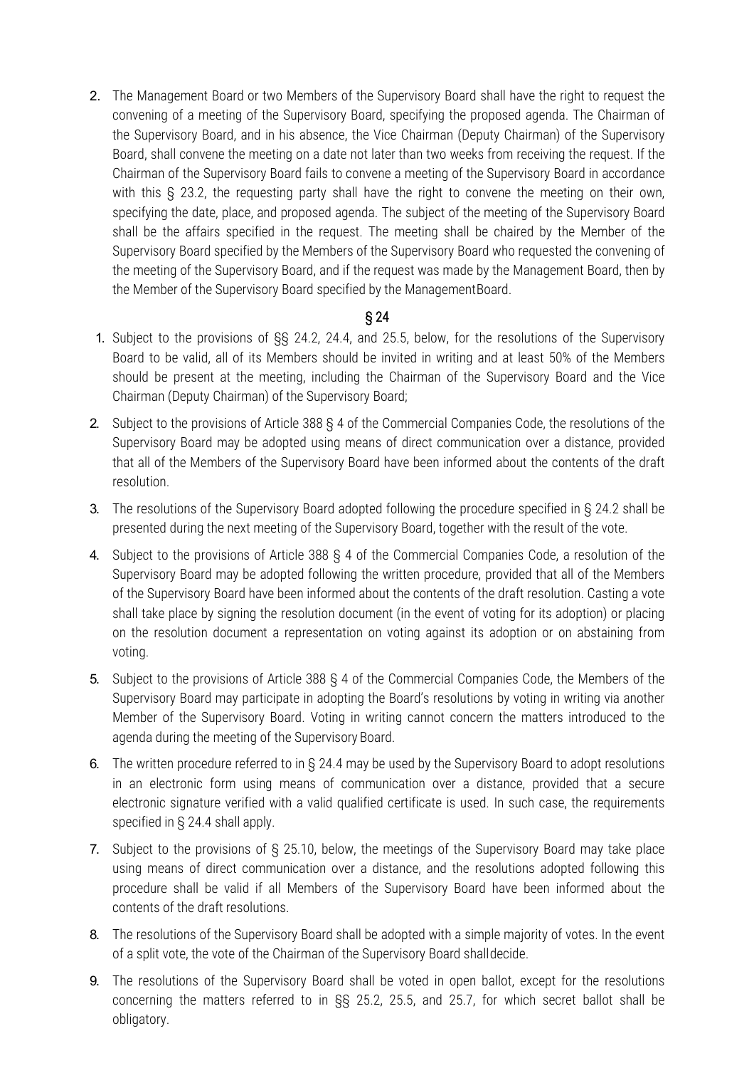2. The Management Board or two Members of the Supervisory Board shall have the right to request the convening of a meeting of the Supervisory Board, specifying the proposed agenda. The Chairman of the Supervisory Board, and in his absence, the Vice Chairman (Deputy Chairman) of the Supervisory Board, shall convene the meeting on a date not later than two weeks from receiving the request. If the Chairman of the Supervisory Board fails to convene a meeting of the Supervisory Board in accordance with this § 23.2, the requesting party shall have the right to convene the meeting on their own, specifying the date, place, and proposed agenda. The subject of the meeting of the Supervisory Board shall be the affairs specified in the request. The meeting shall be chaired by the Member of the Supervisory Board specified by the Members of the Supervisory Board who requested the convening of the meeting of the Supervisory Board, and if the request was made by the Management Board, then by the Member of the Supervisory Board specified by the Management Board.

## § 24

1. Subject to the provisions of §§ 24.2, 24.4, and 25.5, below, for the resolutions of the Supervisory Board to be valid, all of its Members should be invited in writing and at least 50% of the Members should be present at the meeting, including the Chairman of the Supervisory Board and the Vice Chairman (Deputy Chairman) of the Supervisory Board;
2. Subject to the provisions of Article 388 § 4 of the Commercial Companies Code, the resolutions of the Supervisory Board may be adopted using means of direct communication over a distance, provided that all of the Members of the Supervisory Board have been informed about the contents of the draft resolution.
3. The resolutions of the Supervisory Board adopted following the procedure specified in § 24.2 shall be presented during the next meeting of the Supervisory Board, together with the result of the vote.
4. Subject to the provisions of Article 388 § 4 of the Commercial Companies Code, a resolution of the Supervisory Board may be adopted following the written procedure, provided that all of the Members of the Supervisory Board have been informed about the contents of the draft resolution. Casting a vote shall take place by signing the resolution document (in the event of voting for its adoption) or placing on the resolution document a representation on voting against its adoption or on abstaining from voting.
5. Subject to the provisions of Article 388 § 4 of the Commercial Companies Code, the Members of the Supervisory Board may participate in adopting the Board's resolutions by voting in writing via another Member of the Supervisory Board. Voting in writing cannot concern the matters introduced to the agenda during the meeting of the Supervisory Board.
6. The written procedure referred to in § 24.4 may be used by the Supervisory Board to adopt resolutions in an electronic form using means of communication over a distance, provided that a secure electronic signature verified with a valid qualified certificate is used. In such case, the requirements specified in § 24.4 shall apply.
7. Subject to the provisions of § 25.10, below, the meetings of the Supervisory Board may take place using means of direct communication over a distance, and the resolutions adopted following this procedure shall be valid if all Members of the Supervisory Board have been informed about the contents of the draft resolutions.
8. The resolutions of the Supervisory Board shall be adopted with a simple majority of votes. In the event of a split vote, the vote of the Chairman of the Supervisory Board shall decide.
9. The resolutions of the Supervisory Board shall be voted in open ballot, except for the resolutions concerning the matters referred to in §§ 25.2, 25.5, and 25.7, for which secret ballot shall be obligatory.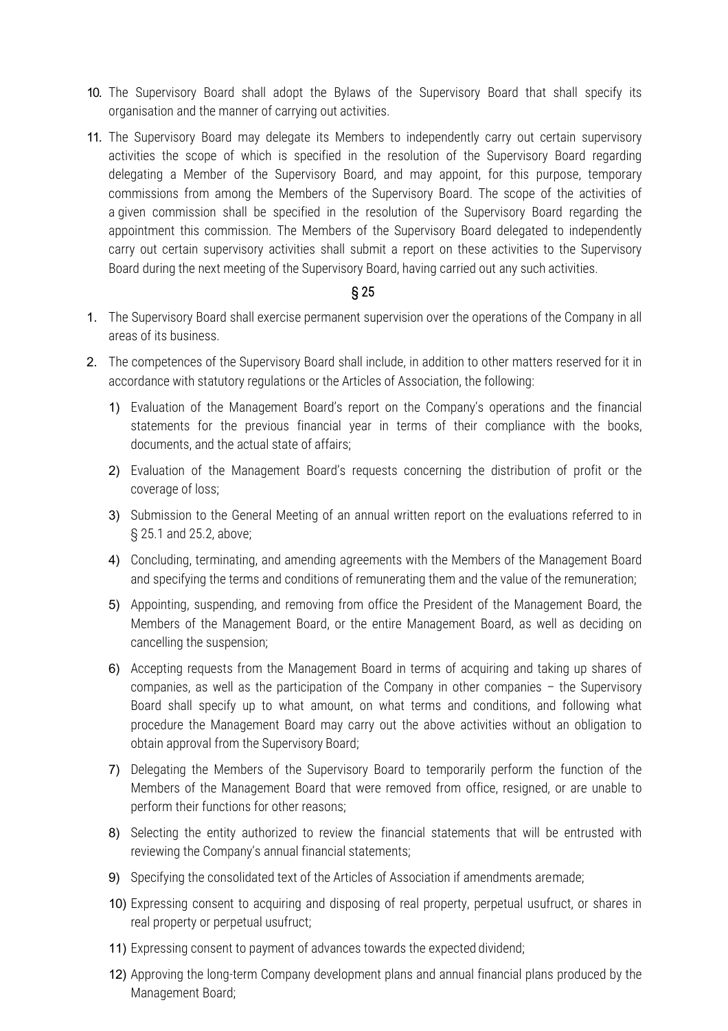10. The Supervisory Board shall adopt the Bylaws of the Supervisory Board that shall specify its organisation and the manner of carrying out activities.

11. The Supervisory Board may delegate its Members to independently carry out certain supervisory activities the scope of which is specified in the resolution of the Supervisory Board regarding delegating a Member of the Supervisory Board, and may appoint, for this purpose, temporary commissions from among the Members of the Supervisory Board. The scope of the activities of a given commission shall be specified in the resolution of the Supervisory Board regarding the appointment this commission. The Members of the Supervisory Board delegated to independently carry out certain supervisory activities shall submit a report on these activities to the Supervisory Board during the next meeting of the Supervisory Board, having carried out any such activities.

## § 25

1. The Supervisory Board shall exercise permanent supervision over the operations of the Company in all areas of its business.

2. The competences of the Supervisory Board shall include, in addition to other matters reserved for it in accordance with statutory regulations or the Articles of Association, the following:

   1) Evaluation of the Management Board's report on the Company's operations and the financial statements for the previous financial year in terms of their compliance with the books, documents, and the actual state of affairs;

   2) Evaluation of the Management Board's requests concerning the distribution of profit or the coverage of loss;

   3) Submission to the General Meeting of an annual written report on the evaluations referred to in § 25.1 and 25.2, above;

   4) Concluding, terminating, and amending agreements with the Members of the Management Board and specifying the terms and conditions of remunerating them and the value of the remuneration;

   5) Appointing, suspending, and removing from office the President of the Management Board, the Members of the Management Board, or the entire Management Board, as well as deciding on cancelling the suspension;

   6) Accepting requests from the Management Board in terms of acquiring and taking up shares of companies, as well as the participation of the Company in other companies – the Supervisory Board shall specify up to what amount, on what terms and conditions, and following what procedure the Management Board may carry out the above activities without an obligation to obtain approval from the Supervisory Board;

   7) Delegating the Members of the Supervisory Board to temporarily perform the function of the Members of the Management Board that were removed from office, resigned, or are unable to perform their functions for other reasons;

   8) Selecting the entity authorized to review the financial statements that will be entrusted with reviewing the Company's annual financial statements;

   9) Specifying the consolidated text of the Articles of Association if amendments aremade;

   10) Expressing consent to acquiring and disposing of real property, perpetual usufruct, or shares in real property or perpetual usufruct;

   11) Expressing consent to payment of advances towards the expected dividend;

   12) Approving the long-term Company development plans and annual financial plans produced by the Management Board;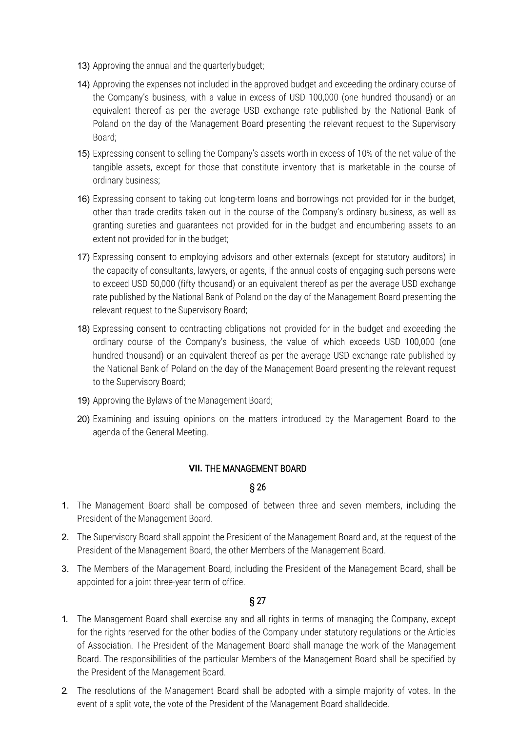13) Approving the annual and the quarterly budget;

14) Approving the expenses not included in the approved budget and exceeding the ordinary course of the Company's business, with a value in excess of USD 100,000 (one hundred thousand) or an equivalent thereof as per the average USD exchange rate published by the National Bank of Poland on the day of the Management Board presenting the relevant request to the Supervisory Board;

15) Expressing consent to selling the Company's assets worth in excess of 10% of the net value of the tangible assets, except for those that constitute inventory that is marketable in the course of ordinary business;

16) Expressing consent to taking out long-term loans and borrowings not provided for in the budget, other than trade credits taken out in the course of the Company's ordinary business, as well as granting sureties and guarantees not provided for in the budget and encumbering assets to an extent not provided for in the budget;

17) Expressing consent to employing advisors and other externals (except for statutory auditors) in the capacity of consultants, lawyers, or agents, if the annual costs of engaging such persons were to exceed USD 50,000 (fifty thousand) or an equivalent thereof as per the average USD exchange rate published by the National Bank of Poland on the day of the Management Board presenting the relevant request to the Supervisory Board;

18) Expressing consent to contracting obligations not provided for in the budget and exceeding the ordinary course of the Company's business, the value of which exceeds USD 100,000 (one hundred thousand) or an equivalent thereof as per the average USD exchange rate published by the National Bank of Poland on the day of the Management Board presenting the relevant request to the Supervisory Board;

19) Approving the Bylaws of the Management Board;

20) Examining and issuing opinions on the matters introduced by the Management Board to the agenda of the General Meeting.

## **VII.** THE MANAGEMENT BOARD

### § 26

1. The Management Board shall be composed of between three and seven members, including the President of the Management Board.
2. The Supervisory Board shall appoint the President of the Management Board and, at the request of the President of the Management Board, the other Members of the Management Board.
3. The Members of the Management Board, including the President of the Management Board, shall be appointed for a joint three-year term of office.

### § 27

1. The Management Board shall exercise any and all rights in terms of managing the Company, except for the rights reserved for the other bodies of the Company under statutory regulations or the Articles of Association. The President of the Management Board shall manage the work of the Management Board. The responsibilities of the particular Members of the Management Board shall be specified by the President of the Management Board.
2. The resolutions of the Management Board shall be adopted with a simple majority of votes. In the event of a split vote, the vote of the President of the Management Board shall decide.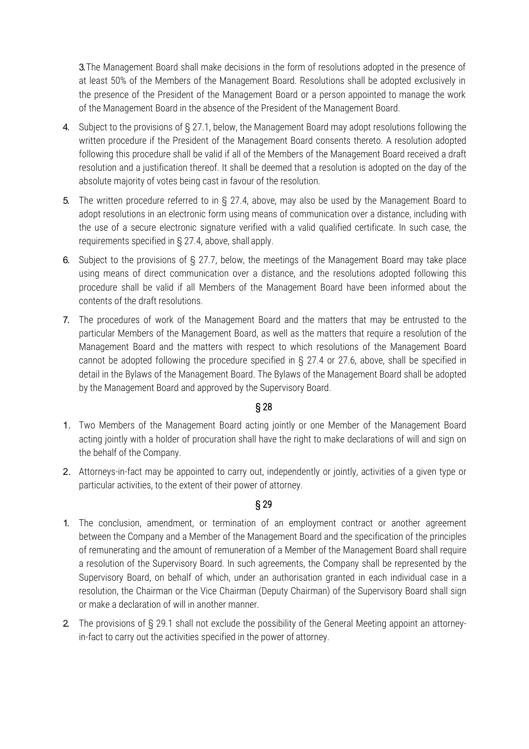3. The Management Board shall make decisions in the form of resolutions adopted in the presence of at least 50% of the Members of the Management Board. Resolutions shall be adopted exclusively in the presence of the President of the Management Board or a person appointed to manage the work of the Management Board in the absence of the President of the Management Board.

4. Subject to the provisions of § 27.1, below, the Management Board may adopt resolutions following the written procedure if the President of the Management Board consents thereto. A resolution adopted following this procedure shall be valid if all of the Members of the Management Board received a draft resolution and a justification thereof. It shall be deemed that a resolution is adopted on the day of the absolute majority of votes being cast in favour of the resolution.

5. The written procedure referred to in § 27.4, above, may also be used by the Management Board to adopt resolutions in an electronic form using means of communication over a distance, including with the use of a secure electronic signature verified with a valid qualified certificate. In such case, the requirements specified in § 27.4, above, shall apply.

6. Subject to the provisions of § 27.7, below, the meetings of the Management Board may take place using means of direct communication over a distance, and the resolutions adopted following this procedure shall be valid if all Members of the Management Board have been informed about the contents of the draft resolutions.

7. The procedures of work of the Management Board and the matters that may be entrusted to the particular Members of the Management Board, as well as the matters that require a resolution of the Management Board and the matters with respect to which resolutions of the Management Board cannot be adopted following the procedure specified in § 27.4 or 27.6, above, shall be specified in detail in the Bylaws of the Management Board. The Bylaws of the Management Board shall be adopted by the Management Board and approved by the Supervisory Board.

## § 28

1. Two Members of the Management Board acting jointly or one Member of the Management Board acting jointly with a holder of procuration shall have the right to make declarations of will and sign on the behalf of the Company.

2. Attorneys-in-fact may be appointed to carry out, independently or jointly, activities of a given type or particular activities, to the extent of their power of attorney.

## § 29

1. The conclusion, amendment, or termination of an employment contract or another agreement between the Company and a Member of the Management Board and the specification of the principles of remunerating and the amount of remuneration of a Member of the Management Board shall require a resolution of the Supervisory Board. In such agreements, the Company shall be represented by the Supervisory Board, on behalf of which, under an authorisation granted in each individual case in a resolution, the Chairman or the Vice Chairman (Deputy Chairman) of the Supervisory Board shall sign or make a declaration of will in another manner.

2. The provisions of § 29.1 shall not exclude the possibility of the General Meeting appoint an attorney-in-fact to carry out the activities specified in the power of attorney.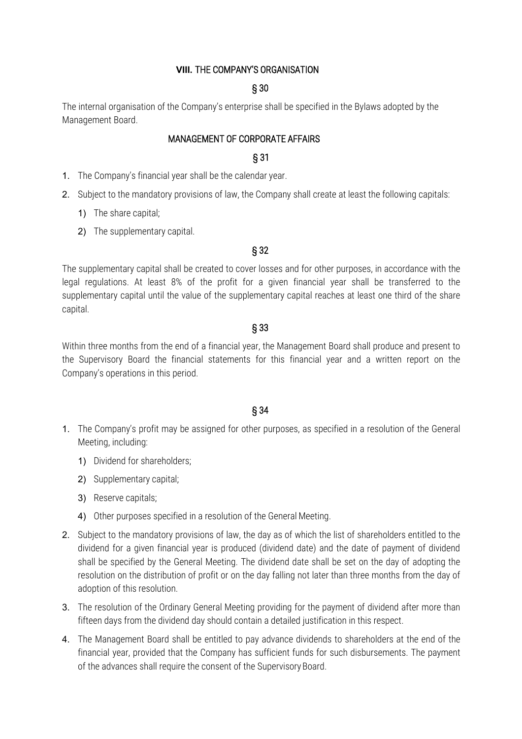## **VIII.** THE COMPANY'S ORGANISATION

### § 30

The internal organisation of the Company's enterprise shall be specified in the Bylaws adopted by the Management Board.

## MANAGEMENT OF CORPORATE AFFAIRS

### § 31

1. The Company's financial year shall be the calendar year.
2. Subject to the mandatory provisions of law, the Company shall create at least the following capitals:
   1) The share capital;
   2) The supplementary capital.

### § 32

The supplementary capital shall be created to cover losses and for other purposes, in accordance with the legal regulations. At least 8% of the profit for a given financial year shall be transferred to the supplementary capital until the value of the supplementary capital reaches at least one third of the share capital.

### § 33

Within three months from the end of a financial year, the Management Board shall produce and present to the Supervisory Board the financial statements for this financial year and a written report on the Company's operations in this period.

### § 34

1. The Company's profit may be assigned for other purposes, as specified in a resolution of the General Meeting, including:
   1) Dividend for shareholders;
   2) Supplementary capital;
   3) Reserve capitals;
   4) Other purposes specified in a resolution of the General Meeting.
2. Subject to the mandatory provisions of law, the day as of which the list of shareholders entitled to the dividend for a given financial year is produced (dividend date) and the date of payment of dividend shall be specified by the General Meeting. The dividend date shall be set on the day of adopting the resolution on the distribution of profit or on the day falling not later than three months from the day of adoption of this resolution.
3. The resolution of the Ordinary General Meeting providing for the payment of dividend after more than fifteen days from the dividend day should contain a detailed justification in this respect.
4. The Management Board shall be entitled to pay advance dividends to shareholders at the end of the financial year, provided that the Company has sufficient funds for such disbursements. The payment of the advances shall require the consent of the Supervisory Board.